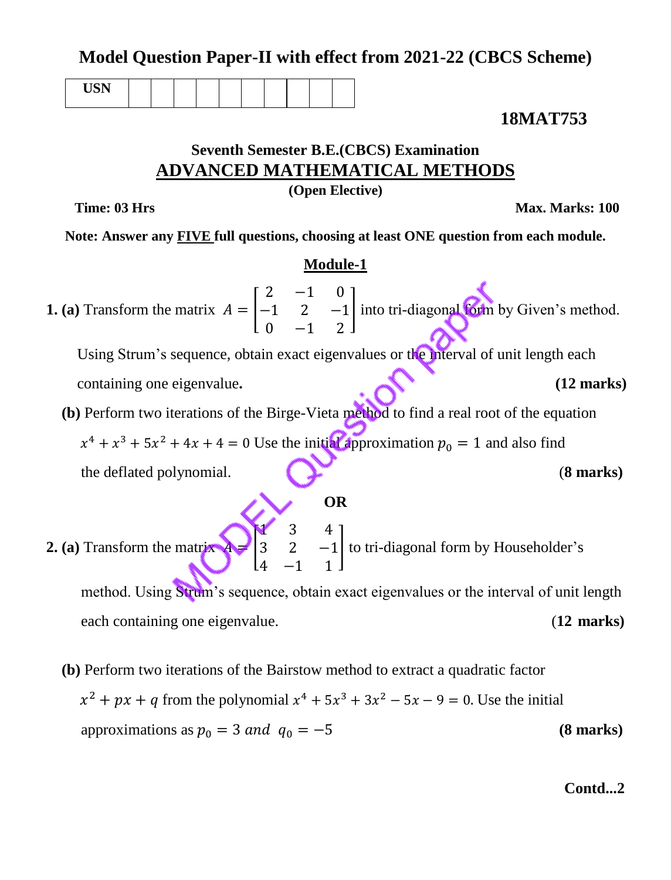# Model Question Paper-II with effect from 2021-22 (CBCS Scheme)

| USN | | | | | | | | | | |
|---|---|---|---|---|---|---|---|---|---|---|

**18MAT753**

## Seventh Semester B.E.(CBCS) Examination

## ADVANCED MATHEMATICAL METHODS

**(Open Elective)**

**Time: 03 Hrs** **Max. Marks: 100**

**Note: Answer any FIVE full questions, choosing at least ONE question from each module.**

### Module-1

**1. (a)** Transform the matrix $A = \begin{bmatrix} 2 & -1 & 0 \\ -1 & 2 & -1 \\ 0 & -1 & 2 \end{bmatrix}$ into tri-diagonal form by Given's method. Using Strum's sequence, obtain exact eigenvalues or the interval of unit length each containing one eigenvalue. **(12 marks)**

**(b)** Perform two iterations of the Birge-Vieta method to find a real root of the equation $x^4 + x^3 + 5x^2 + 4x + 4 = 0$ Use the initial approximation $p_0 = 1$ and also find the deflated polynomial. (**8 marks)**

**OR**

**2. (a)** Transform the matrix $A = \begin{bmatrix} 1 & 3 & 4 \\ 3 & 2 & -1 \\ 4 & -1 & 1 \end{bmatrix}$ to tri-diagonal form by Householder's method. Using Strum's sequence, obtain exact eigenvalues or the interval of unit length each containing one eigenvalue. (**12 marks)**

**(b)** Perform two iterations of the Bairstow method to extract a quadratic factor $x^2 + px + q$ from the polynomial $x^4 + 5x^3 + 3x^2 - 5x - 9 = 0$. Use the initial approximations as $p_0 = 3$ $and$ $q_0 = -5$ **(8 marks)**

**Contd...2**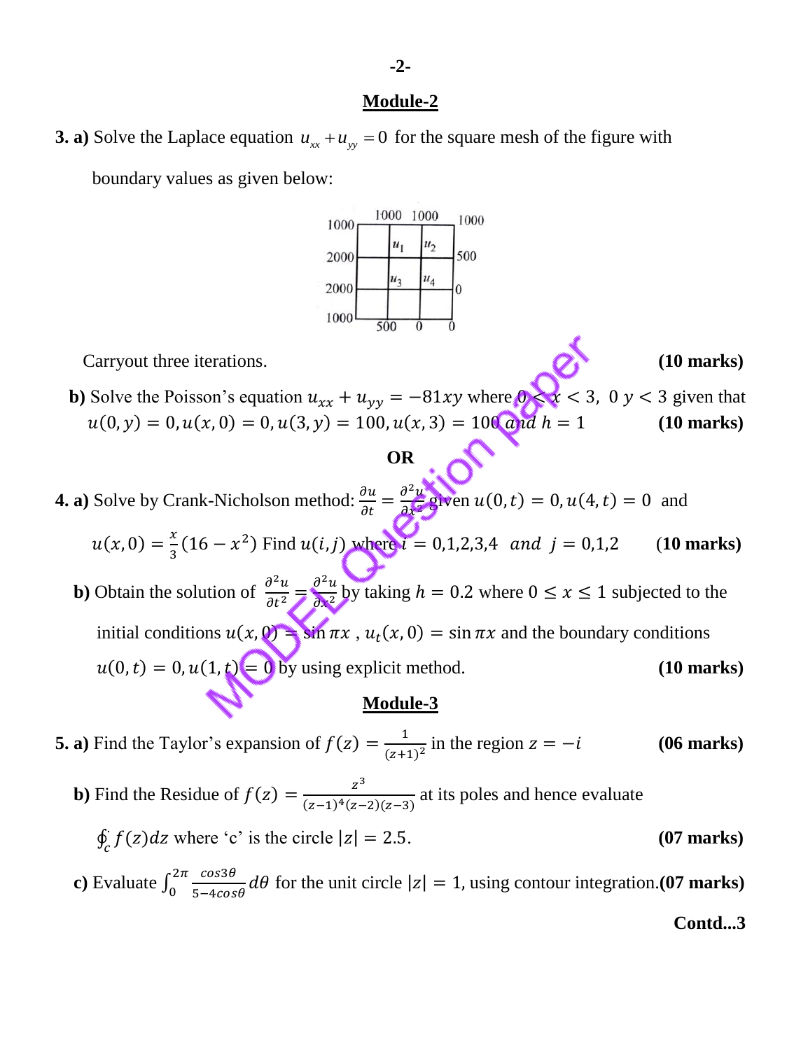## Module-2

**3. a)** Solve the Laplace equation $u_{xx} + u_{yy} = 0$ for the square mesh of the figure with boundary values as given below:

|  |  |  |  |  |
|---|---|---|---|---|
| 1000 | 1000 | 1000 | 1000 |  |
| 2000 | $u_1$ | $u_2$ | 500 |  |
| 2000 | $u_3$ | $u_4$ | 0 |  |
| 1000 | 500 | 0 | 0 |  |

Carryout three iterations. **(10 marks)**

**b)** Solve the Poisson's equation $u_{xx} + u_{yy} = -81xy$ where $0 < x < 3,\ 0\ y < 3$ given that $u(0, y) = 0, u(x, 0) = 0, u(3, y) = 100, u(x, 3) = 100$ $and$ $h = 1$ **(10 marks)**

**OR**

**4. a)** Solve by Crank-Nicholson method: $\frac{\partial u}{\partial t} = \frac{\partial^2 u}{\partial x^2}$ given $u(0, t) = 0, u(4, t) = 0$ and $u(x, 0) = \frac{x}{3}(16 - x^2)$ Find $u(i, j)$ where $i = 0,1,2,3,4$ $and$ $j = 0,1,2$ **(10 marks)**

**b)** Obtain the solution of $\frac{\partial^2 u}{\partial t^2} = \frac{\partial^2 u}{\partial x^2}$ by taking $h = 0.2$ where $0 \leq x \leq 1$ subjected to the initial conditions $u(x, 0) = \sin \pi x$ , $u_t(x, 0) = \sin \pi x$ and the boundary conditions $u(0, t) = 0, u(1, t) = 0$ by using explicit method. **(10 marks)**

## Module-3

**5. a)** Find the Taylor's expansion of $f(z) = \frac{1}{(z+1)^2}$ in the region $z = -i$ **(06 marks)**

**b)** Find the Residue of $f(z) = \frac{z^3}{(z-1)^4(z-2)(z-3)}$ at its poles and hence evaluate $\oint_c f(z)dz$ where 'c' is the circle $|z| = 2.5$. **(07 marks)**

**c)** Evaluate $\int_0^{2\pi} \frac{\cos 3\theta}{5 - 4\cos\theta} d\theta$ for the unit circle $|z| = 1$, using contour integration. **(07 marks)**

**Contd...3**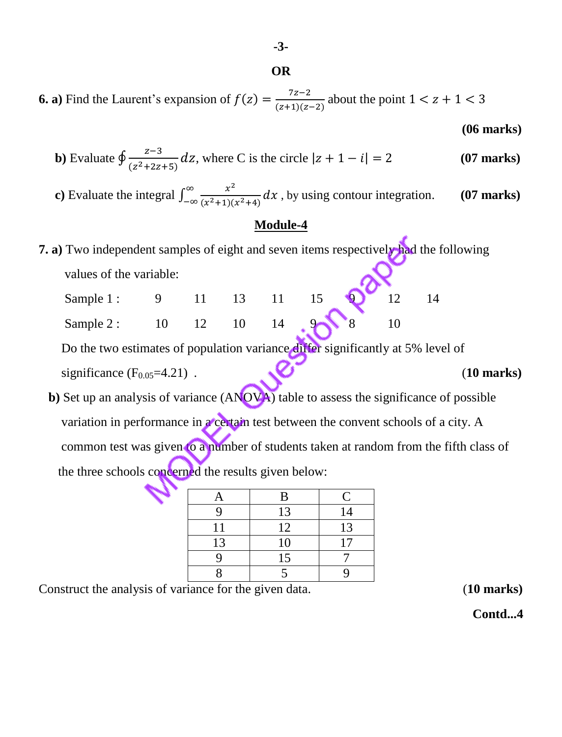**OR**

**6. a)** Find the Laurent's expansion of $f(z) = \frac{7z-2}{(z+1)(z-2)}$ about the point $1 < z+1 < 3$

**(06 marks)**

**b)** Evaluate $\oint \frac{z-3}{(z^2+2z+5)} dz$, where C is the circle $|z+1-i| = 2$ **(07 marks)**

**c)** Evaluate the integral $\int_{-\infty}^{\infty} \frac{x^2}{(x^2+1)(x^2+4)} dx$ , by using contour integration. **(07 marks)**

## Module-4

**7. a)** Two independent samples of eight and seven items respectively had the following values of the variable:

| Sample 1 : | 9 | 11 | 13 | 11 | 15 | 9 | 12 | 14 |
|---|---|---|---|---|---|---|---|---|
| Sample 2 : | 10 | 12 | 10 | 14 | 9 | 8 | 10 | |

Do the two estimates of population variance differ significantly at 5% level of significance ($F_{0.05}$=4.21) . **(10 marks)**

**b)** Set up an analysis of variance (ANOVA) table to assess the significance of possible variation in performance in a certain test between the convent schools of a city. A common test was given to a number of students taken at random from the fifth class of the three schools concerned the results given below:

| A | B | C |
|---|---|---|
| 9 | 13 | 14 |
| 11 | 12 | 13 |
| 13 | 10 | 17 |
| 9 | 15 | 7 |
| 8 | 5 | 9 |

Construct the analysis of variance for the given data. **(10 marks)**

**Contd...4**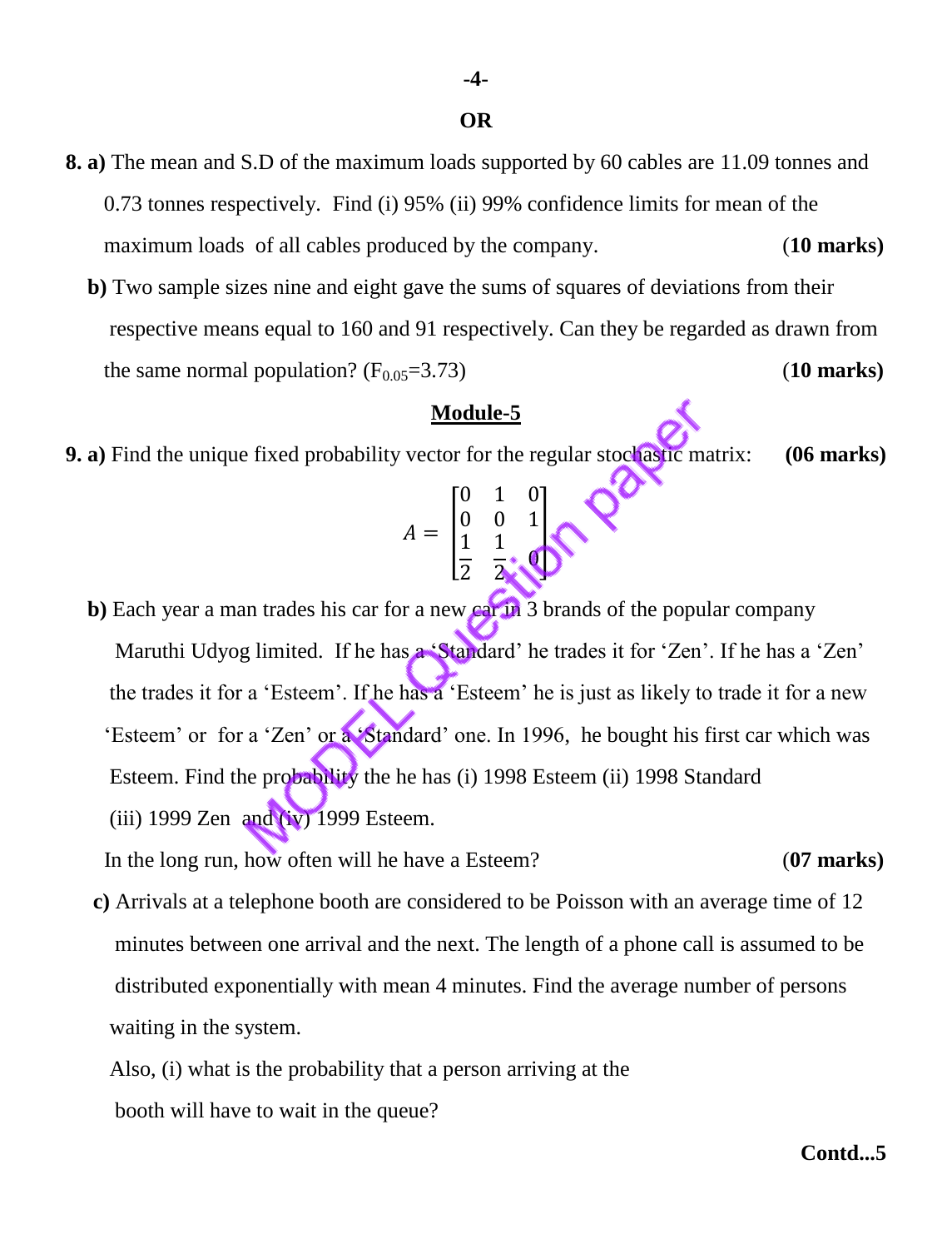**OR**

**8. a)** The mean and S.D of the maximum loads supported by 60 cables are 11.09 tonnes and 0.73 tonnes respectively. Find (i) 95% (ii) 99% confidence limits for mean of the maximum loads of all cables produced by the company. **(10 marks)**

**b)** Two sample sizes nine and eight gave the sums of squares of deviations from their respective means equal to 160 and 91 respectively. Can they be regarded as drawn from the same normal population? ($F_{0.05}$=3.73) **(10 marks)**

## Module-5

**9. a)** Find the unique fixed probability vector for the regular stochastic matrix: **(06 marks)**

$$A = \begin{bmatrix} 0 & 1 & 0 \\ 0 & 0 & 1 \\ \frac{1}{2} & \frac{1}{2} & 0 \end{bmatrix}$$

**b)** Each year a man trades his car for a new car in 3 brands of the popular company Maruthi Udyog limited. If he has a 'Standard' he trades it for 'Zen'. If he has a 'Zen' the trades it for a 'Esteem'. If he has a 'Esteem' he is just as likely to trade it for a new 'Esteem' or for a 'Zen' or a 'Standard' one. In 1996, he bought his first car which was Esteem. Find the probability the he has (i) 1998 Esteem (ii) 1998 Standard (iii) 1999 Zen and (iv) 1999 Esteem.

In the long run, how often will he have a Esteem? **(07 marks)**

**c)** Arrivals at a telephone booth are considered to be Poisson with an average time of 12 minutes between one arrival and the next. The length of a phone call is assumed to be distributed exponentially with mean 4 minutes. Find the average number of persons waiting in the system.

Also, (i) what is the probability that a person arriving at the booth will have to wait in the queue?

Contd...5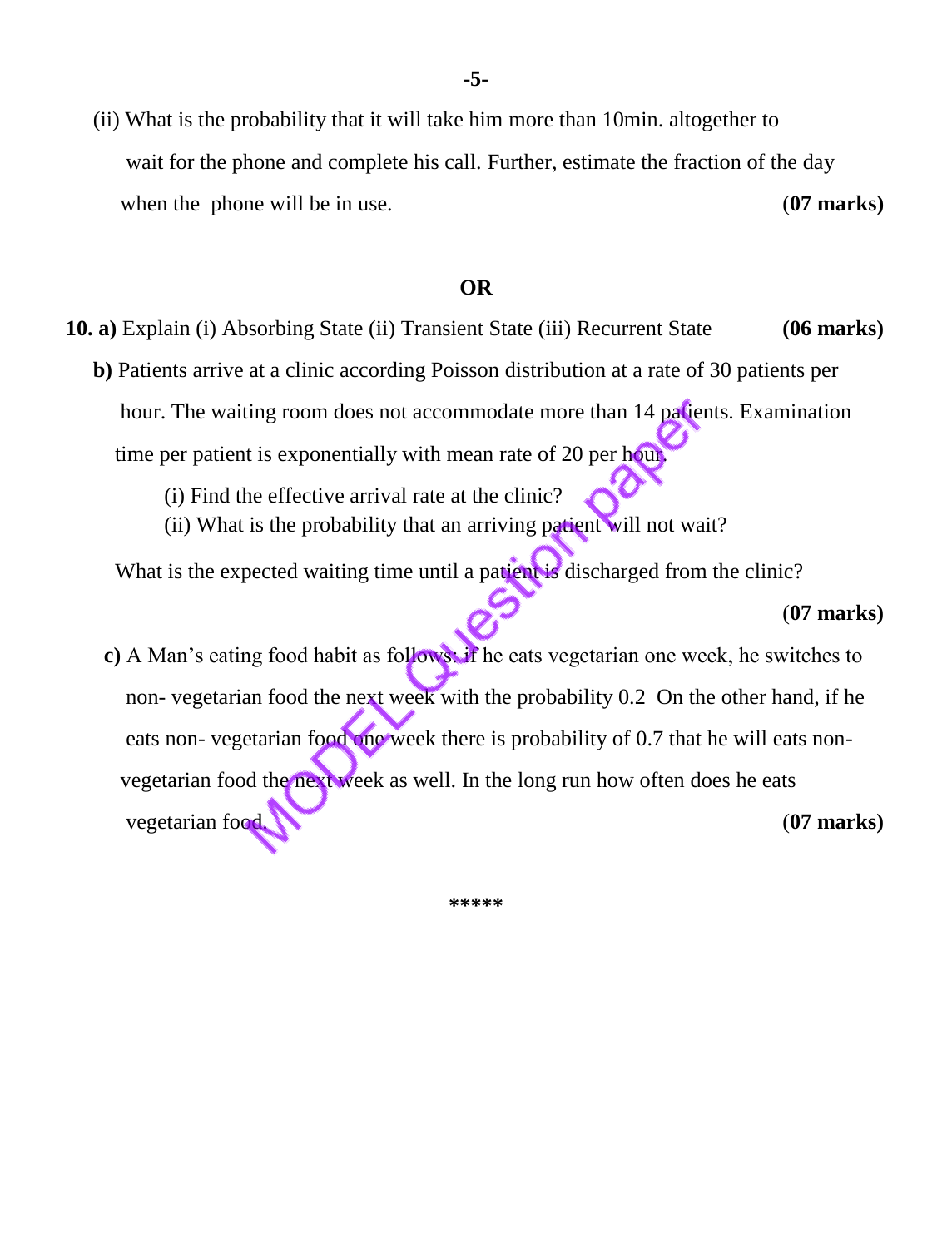(ii) What is the probability that it will take him more than 10min. altogether to wait for the phone and complete his call. Further, estimate the fraction of the day when the phone will be in use. **(07 marks)**

**OR**

**10. a)** Explain (i) Absorbing State (ii) Transient State (iii) Recurrent State **(06 marks)**

**b)** Patients arrive at a clinic according Poisson distribution at a rate of 30 patients per hour. The waiting room does not accommodate more than 14 patients. Examination time per patient is exponentially with mean rate of 20 per hour.

(i) Find the effective arrival rate at the clinic?

(ii) What is the probability that an arriving patient will not wait?

What is the expected waiting time until a patient is discharged from the clinic?

**(07 marks)**

**c)** A Man's eating food habit as follows: if he eats vegetarian one week, he switches to non- vegetarian food the next week with the probability 0.2 On the other hand, if he eats non- vegetarian food one week there is probability of 0.7 that he will eats non- vegetarian food the next week as well. In the long run how often does he eats vegetarian food. **(07 marks)**

*****